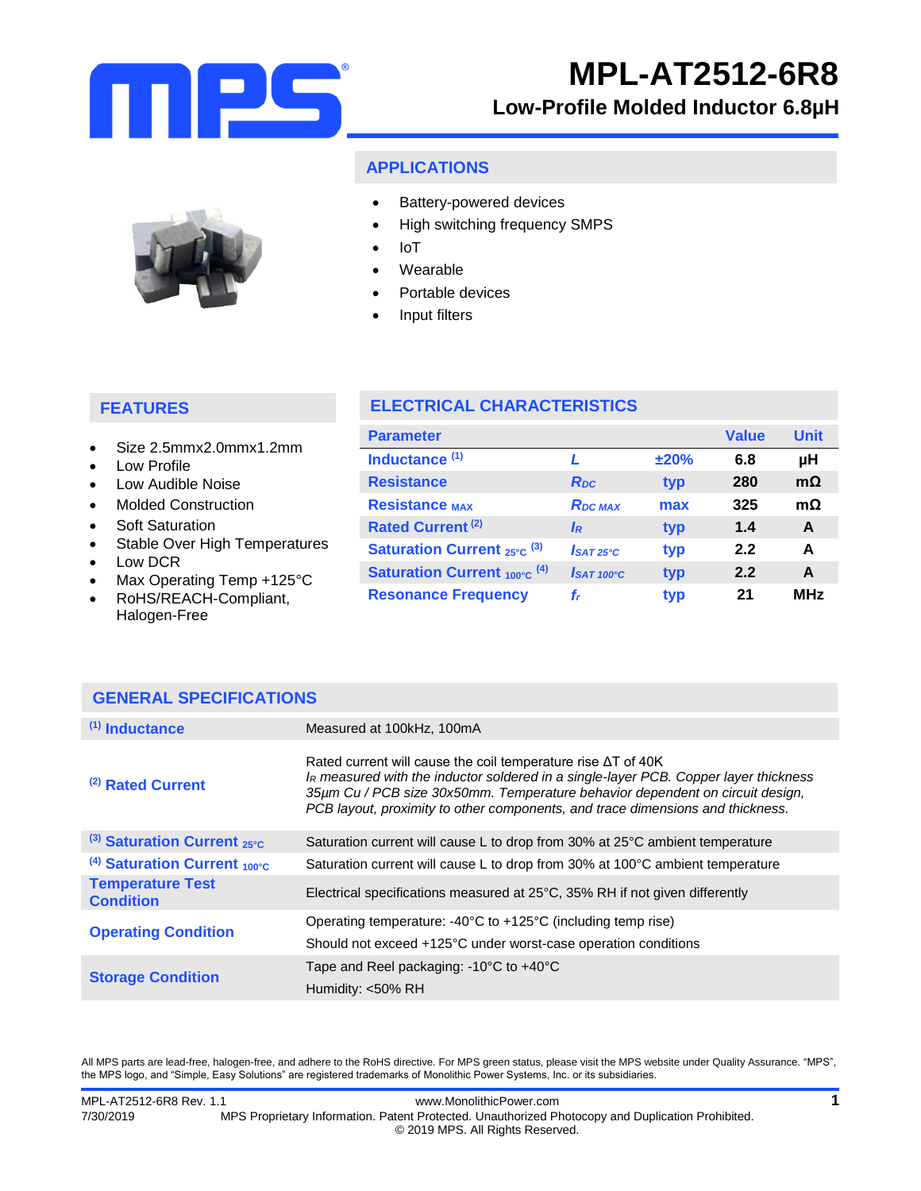# MPL-AT2512-6R8

## Low-Profile Molded Inductor 6.8µH

## APPLICATIONS

- Battery-powered devices
- High switching frequency SMPS
- IoT
- Wearable
- Portable devices
- Input filters

## FEATURES

- Size 2.5mmx2.0mmx1.2mm
- Low Profile
- Low Audible Noise
- Molded Construction
- Soft Saturation
- Stable Over High Temperatures
- Low DCR
- Max Operating Temp +125°C
- RoHS/REACH-Compliant, Halogen-Free

## ELECTRICAL CHARACTERISTICS

| Parameter | | | Value | Unit |
|---|---|---|---|---|
| Inductance (1) | $L$ | ±20% | 6.8 | µH |
| Resistance | $R_{DC}$ | typ | 280 | mΩ |
| Resistance $_{MAX}$ | $R_{DC\ MAX}$ | max | 325 | mΩ |
| Rated Current (2) | $I_R$ | typ | 1.4 | A |
| Saturation Current $_{25°C}$ (3) | $I_{SAT\ 25°C}$ | typ | 2.2 | A |
| Saturation Current $_{100°C}$ (4) | $I_{SAT\ 100°C}$ | typ | 2.2 | A |
| Resonance Frequency | $f_r$ | typ | 21 | MHz |

## GENERAL SPECIFICATIONS

| | |
|---|---|
| (1) Inductance | Measured at 100kHz, 100mA |
| (2) Rated Current | Rated current will cause the coil temperature rise ΔT of 40K<br>*$I_R$ measured with the inductor soldered in a single-layer PCB. Copper layer thickness 35µm Cu / PCB size 30x50mm. Temperature behavior dependent on circuit design, PCB layout, proximity to other components, and trace dimensions and thickness.* |
| (3) Saturation Current $_{25°C}$ | Saturation current will cause L to drop from 30% at 25°C ambient temperature |
| (4) Saturation Current $_{100°C}$ | Saturation current will cause L to drop from 30% at 100°C ambient temperature |
| Temperature Test Condition | Electrical specifications measured at 25°C, 35% RH if not given differently |
| Operating Condition | Operating temperature: -40°C to +125°C (including temp rise)<br>Should not exceed +125°C under worst-case operation conditions |
| Storage Condition | Tape and Reel packaging: -10°C to +40°C<br>Humidity: <50% RH |

All MPS parts are lead-free, halogen-free, and adhere to the RoHS directive. For MPS green status, please visit the MPS website under Quality Assurance. "MPS", the MPS logo, and "Simple, Easy Solutions" are registered trademarks of Monolithic Power Systems, Inc. or its subsidiaries.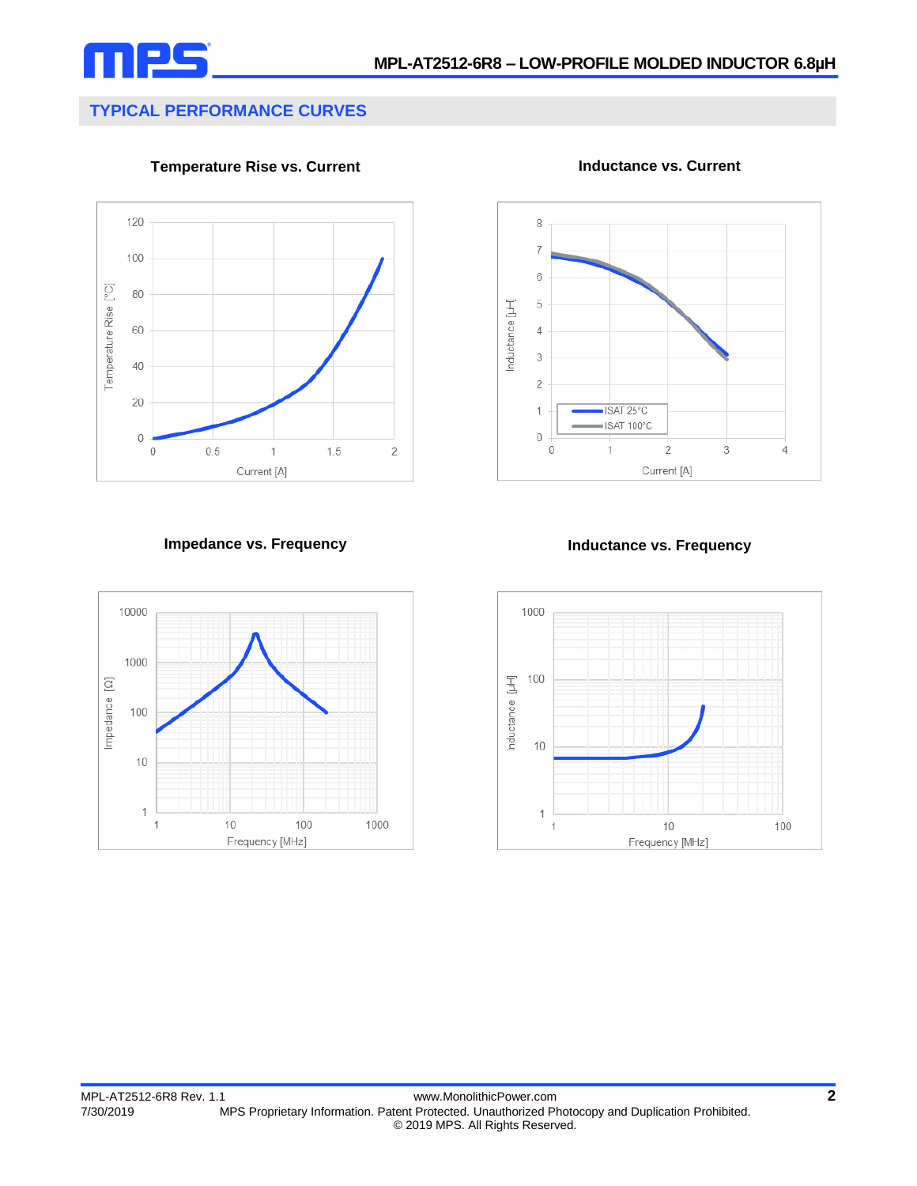## TYPICAL PERFORMANCE CURVES

**Temperature Rise vs. Current**

**Inductance vs. Current**

**Impedance vs. Frequency**

**Inductance vs. Frequency**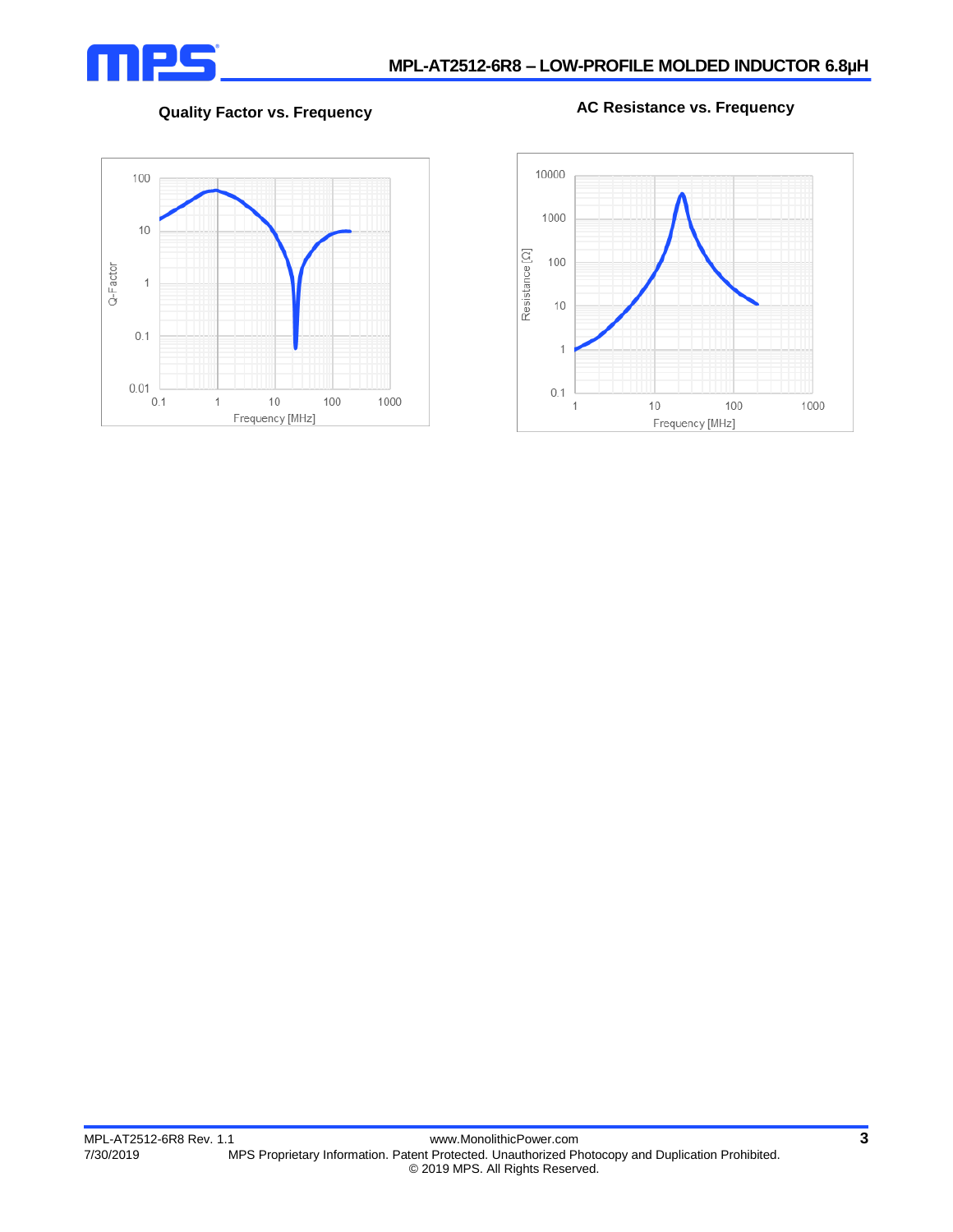**Quality Factor vs. Frequency**

**AC Resistance vs. Frequency**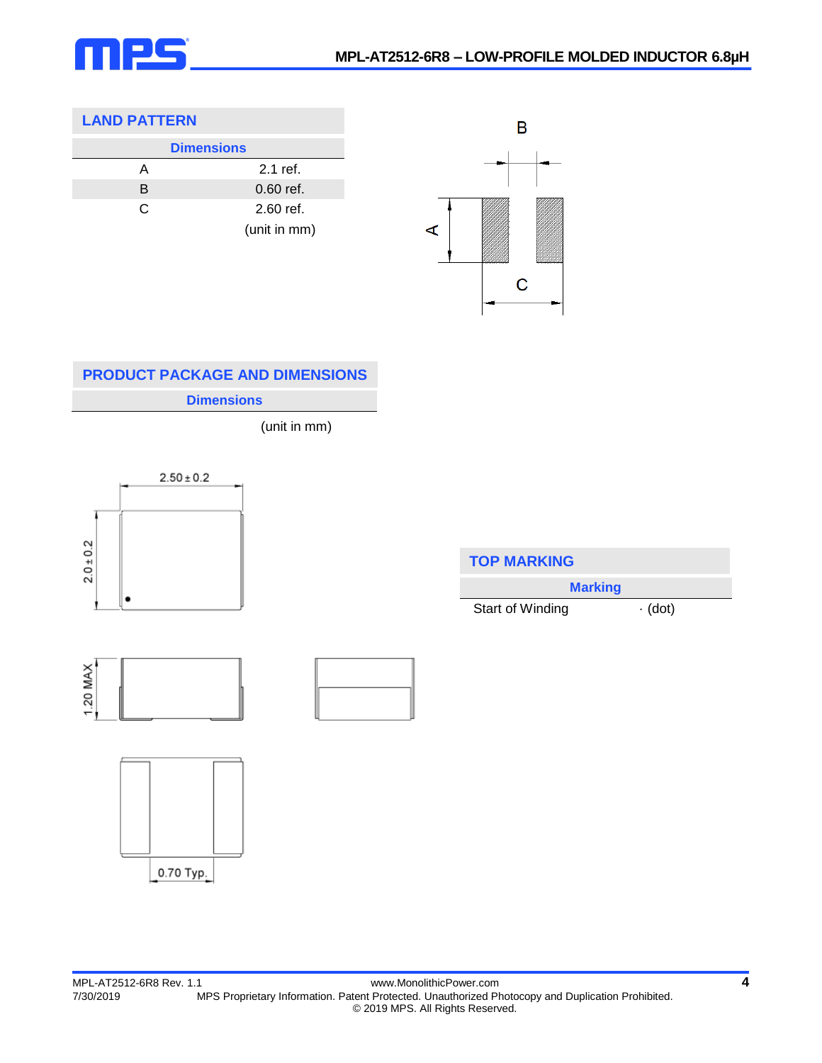## LAND PATTERN

| Dimensions | |
|---|---|
| A | 2.1 ref. |
| B | 0.60 ref. |
| C | 2.60 ref. |
| | (unit in mm) |

## PRODUCT PACKAGE AND DIMENSIONS

**Dimensions**

(unit in mm)

## TOP MARKING

| Marking | |
|---|---|
| Start of Winding | · (dot) |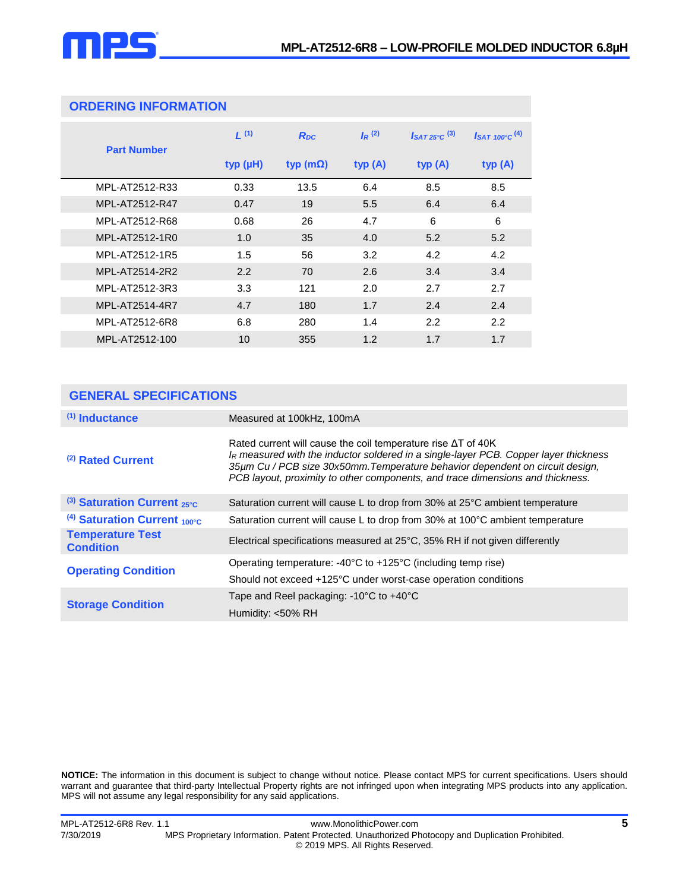## ORDERING INFORMATION

| Part Number | $L$ [1] typ (µH) | $R_{DC}$ typ (mΩ) | $I_R$ [2] typ (A) | $I_{SAT\ 25°C}$ [3] typ (A) | $I_{SAT\ 100°C}$ [4] typ (A) |
|---|---|---|---|---|---|
| MPL-AT2512-R33 | 0.33 | 13.5 | 6.4 | 8.5 | 8.5 |
| MPL-AT2512-R47 | 0.47 | 19 | 5.5 | 6.4 | 6.4 |
| MPL-AT2512-R68 | 0.68 | 26 | 4.7 | 6 | 6 |
| MPL-AT2512-1R0 | 1.0 | 35 | 4.0 | 5.2 | 5.2 |
| MPL-AT2512-1R5 | 1.5 | 56 | 3.2 | 4.2 | 4.2 |
| MPL-AT2514-2R2 | 2.2 | 70 | 2.6 | 3.4 | 3.4 |
| MPL-AT2512-3R3 | 3.3 | 121 | 2.0 | 2.7 | 2.7 |
| MPL-AT2514-4R7 | 4.7 | 180 | 1.7 | 2.4 | 2.4 |
| MPL-AT2512-6R8 | 6.8 | 280 | 1.4 | 2.2 | 2.2 |
| MPL-AT2512-100 | 10 | 355 | 1.2 | 1.7 | 1.7 |

## GENERAL SPECIFICATIONS

| | |
|---|---|
| [1] **Inductance** | Measured at 100kHz, 100mA |
| [2] **Rated Current** | Rated current will cause the coil temperature rise ΔT of 40K<br>*$I_R$ measured with the inductor soldered in a single-layer PCB. Copper layer thickness 35µm Cu / PCB size 30x50mm. Temperature behavior dependent on circuit design, PCB layout, proximity to other components, and trace dimensions and thickness.* |
| [3] **Saturation Current $_{25°C}$** | Saturation current will cause L to drop from 30% at 25°C ambient temperature |
| [4] **Saturation Current $_{100°C}$** | Saturation current will cause L to drop from 30% at 100°C ambient temperature |
| **Temperature Test Condition** | Electrical specifications measured at 25°C, 35% RH if not given differently |
| **Operating Condition** | Operating temperature: -40°C to +125°C (including temp rise)<br>Should not exceed +125°C under worst-case operation conditions |
| **Storage Condition** | Tape and Reel packaging: -10°C to +40°C<br>Humidity: <50% RH |

**NOTICE:** The information in this document is subject to change without notice. Please contact MPS for current specifications. Users should warrant and guarantee that third-party Intellectual Property rights are not infringed upon when integrating MPS products into any application. MPS will not assume any legal responsibility for any said applications.